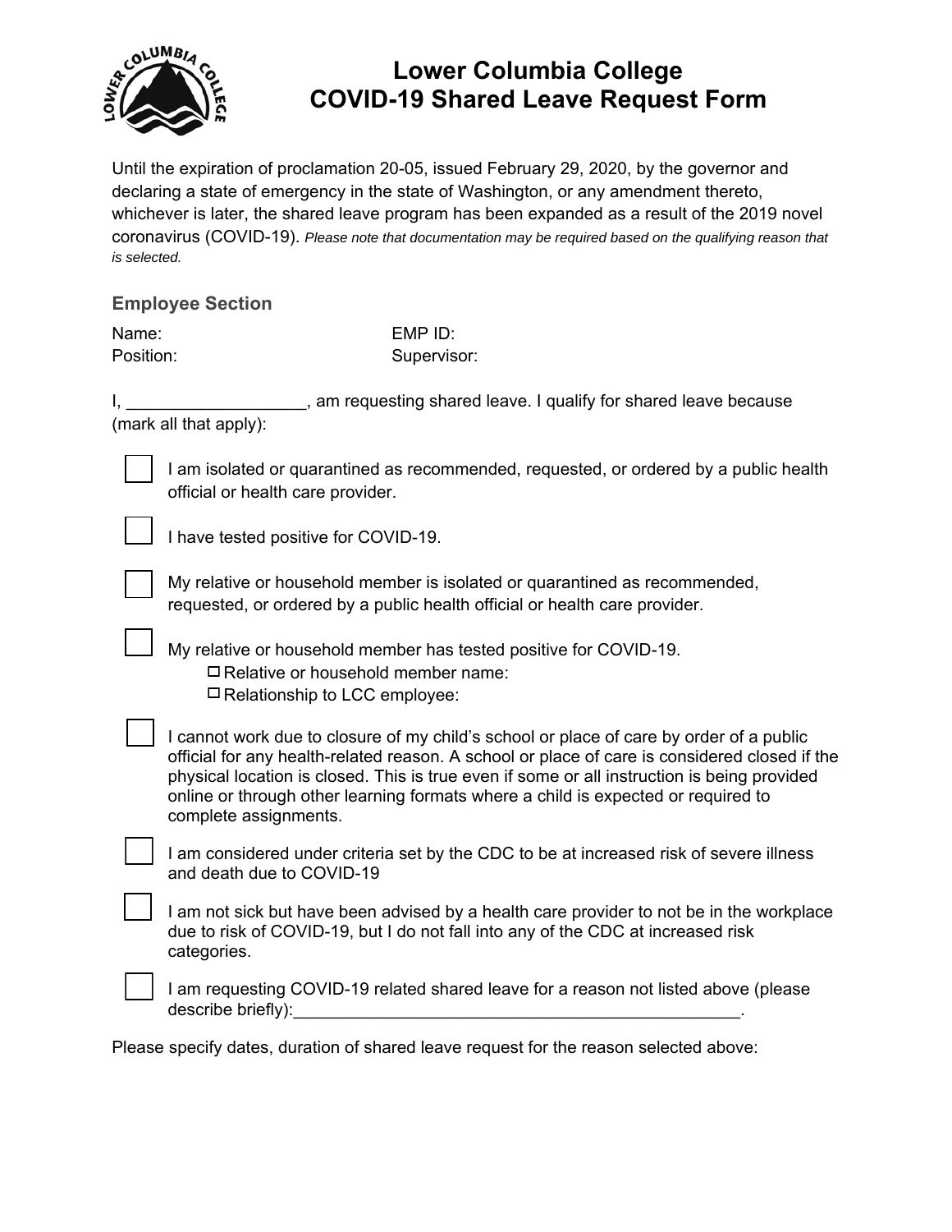# Lower Columbia College
# COVID-19 Shared Leave Request Form

Until the expiration of proclamation 20-05, issued February 29, 2020, by the governor and declaring a state of emergency in the state of Washington, or any amendment thereto, whichever is later, the shared leave program has been expanded as a result of the 2019 novel coronavirus (COVID-19). *Please note that documentation may be required based on the qualifying reason that is selected.*

## Employee Section

Name: EMP ID:
Position: Supervisor:

I, ___________________, am requesting shared leave. I qualify for shared leave because (mark all that apply):

- ☐ I am isolated or quarantined as recommended, requested, or ordered by a public health official or health care provider.
- ☐ I have tested positive for COVID-19.
- ☐ My relative or household member is isolated or quarantined as recommended, requested, or ordered by a public health official or health care provider.
- ☐ My relative or household member has tested positive for COVID-19.
  - ☐ Relative or household member name:
  - ☐ Relationship to LCC employee:
- ☐ I cannot work due to closure of my child's school or place of care by order of a public official for any health-related reason. A school or place of care is considered closed if the physical location is closed. This is true even if some or all instruction is being provided online or through other learning formats where a child is expected or required to complete assignments.
- ☐ I am considered under criteria set by the CDC to be at increased risk of severe illness and death due to COVID-19
- ☐ I am not sick but have been advised by a health care provider to not be in the workplace due to risk of COVID-19, but I do not fall into any of the CDC at increased risk categories.
- ☐ I am requesting COVID-19 related shared leave for a reason not listed above (please describe briefly):__________________________________________________.

Please specify dates, duration of shared leave request for the reason selected above: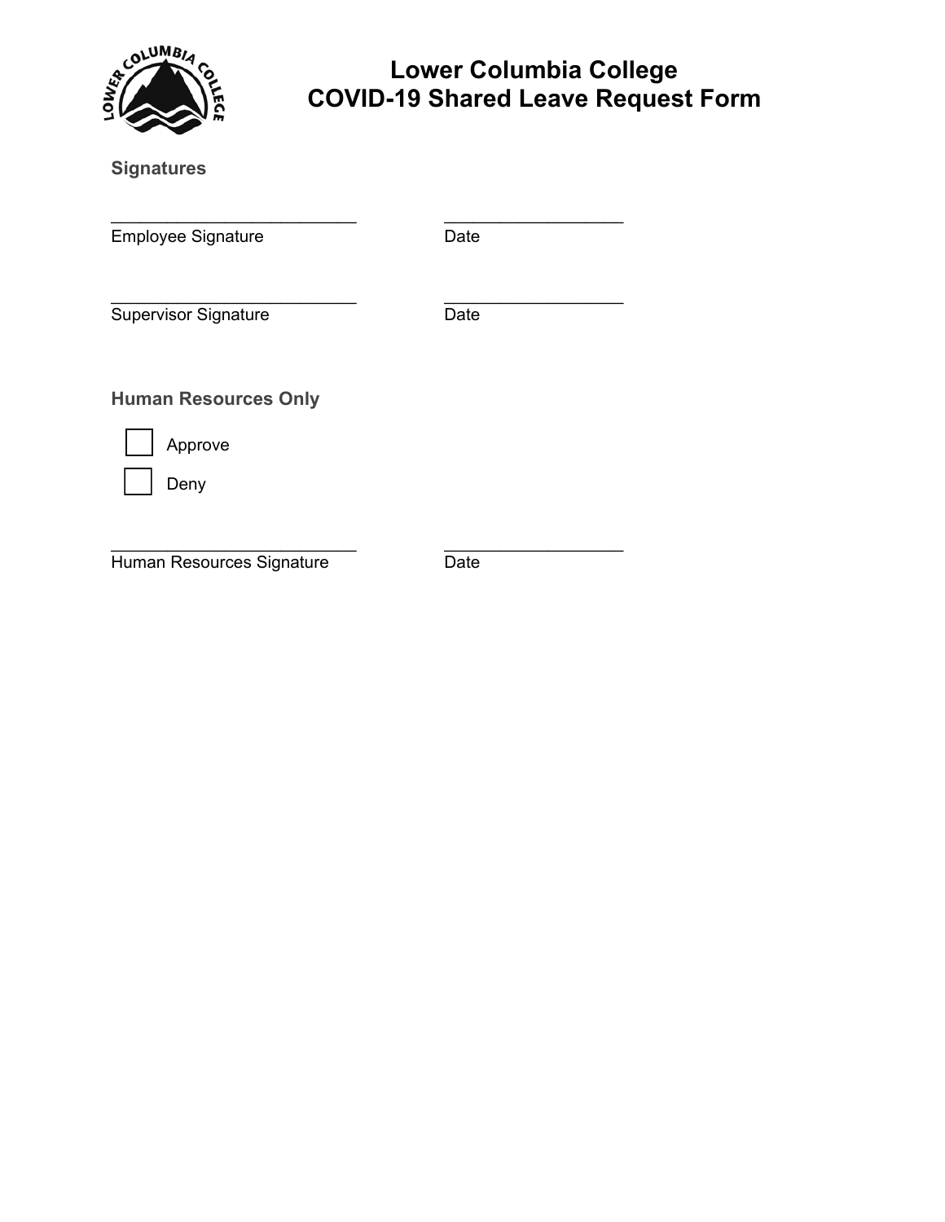# Lower Columbia College
# COVID-19 Shared Leave Request Form

## Signatures

\_\_\_\_\_\_\_\_\_\_\_\_\_\_\_\_\_\_\_\_\_\_\_\_\_\_\_ \_\_\_\_\_\_\_\_\_\_\_\_\_\_\_\_\_\_\_\_
Employee Signature Date

\_\_\_\_\_\_\_\_\_\_\_\_\_\_\_\_\_\_\_\_\_\_\_\_\_\_\_ \_\_\_\_\_\_\_\_\_\_\_\_\_\_\_\_\_\_\_\_
Supervisor Signature Date

## Human Resources Only

- [ ] Approve
- [ ] Deny

\_\_\_\_\_\_\_\_\_\_\_\_\_\_\_\_\_\_\_\_\_\_\_\_\_\_\_ \_\_\_\_\_\_\_\_\_\_\_\_\_\_\_\_\_\_\_\_
Human Resources Signature Date